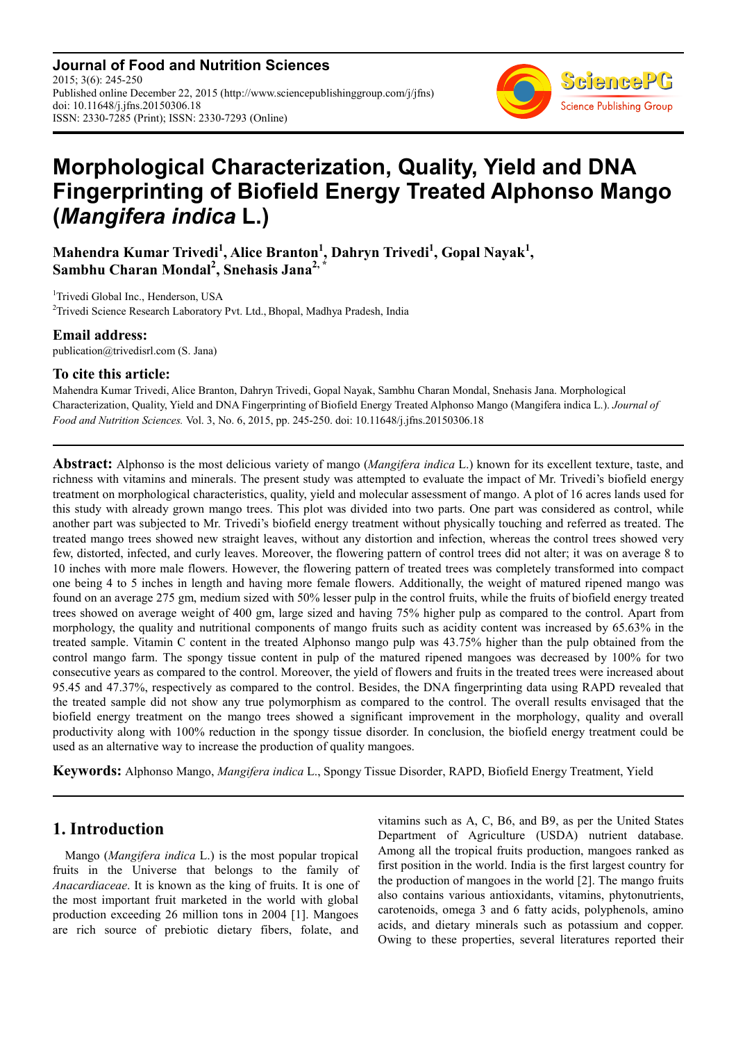**Journal of Food and Nutrition Sciences**
2015; 3(6): 245-250
Published online December 22, 2015 (http://www.sciencepublishinggroup.com/j/jfns)
doi: 10.11648/j.jfns.20150306.18
ISSN: 2330-7285 (Print); ISSN: 2330-7293 (Online)

# Morphological Characterization, Quality, Yield and DNA Fingerprinting of Biofield Energy Treated Alphonso Mango (*Mangifera indica* L.)

**Mahendra Kumar Trivedi[1], Alice Branton[1], Dahryn Trivedi[1], Gopal Nayak[1], Sambhu Charan Mondal[2], Snehasis Jana[2, *]**

[1]Trivedi Global Inc., Henderson, USA

[2]Trivedi Science Research Laboratory Pvt. Ltd., Bhopal, Madhya Pradesh, India

## Email address:

publication@trivedisrl.com (S. Jana)

## To cite this article:

Mahendra Kumar Trivedi, Alice Branton, Dahryn Trivedi, Gopal Nayak, Sambhu Charan Mondal, Snehasis Jana. Morphological Characterization, Quality, Yield and DNA Fingerprinting of Biofield Energy Treated Alphonso Mango (Mangifera indica L.). *Journal of Food and Nutrition Sciences.* Vol. 3, No. 6, 2015, pp. 245-250. doi: 10.11648/j.jfns.20150306.18

**Abstract:** Alphonso is the most delicious variety of mango (*Mangifera indica* L.) known for its excellent texture, taste, and richness with vitamins and minerals. The present study was attempted to evaluate the impact of Mr. Trivedi's biofield energy treatment on morphological characteristics, quality, yield and molecular assessment of mango. A plot of 16 acres lands used for this study with already grown mango trees. This plot was divided into two parts. One part was considered as control, while another part was subjected to Mr. Trivedi's biofield energy treatment without physically touching and referred as treated. The treated mango trees showed new straight leaves, without any distortion and infection, whereas the control trees showed very few, distorted, infected, and curly leaves. Moreover, the flowering pattern of control trees did not alter; it was on average 8 to 10 inches with more male flowers. However, the flowering pattern of treated trees was completely transformed into compact one being 4 to 5 inches in length and having more female flowers. Additionally, the weight of matured ripened mango was found on an average 275 gm, medium sized with 50% lesser pulp in the control fruits, while the fruits of biofield energy treated trees showed on average weight of 400 gm, large sized and having 75% higher pulp as compared to the control. Apart from morphology, the quality and nutritional components of mango fruits such as acidity content was increased by 65.63% in the treated sample. Vitamin C content in the treated Alphonso mango pulp was 43.75% higher than the pulp obtained from the control mango farm. The spongy tissue content in pulp of the matured ripened mangoes was decreased by 100% for two consecutive years as compared to the control. Moreover, the yield of flowers and fruits in the treated trees were increased about 95.45 and 47.37%, respectively as compared to the control. Besides, the DNA fingerprinting data using RAPD revealed that the treated sample did not show any true polymorphism as compared to the control. The overall results envisaged that the biofield energy treatment on the mango trees showed a significant improvement in the morphology, quality and overall productivity along with 100% reduction in the spongy tissue disorder. In conclusion, the biofield energy treatment could be used as an alternative way to increase the production of quality mangoes.

**Keywords:** Alphonso Mango, *Mangifera indica* L., Spongy Tissue Disorder, RAPD, Biofield Energy Treatment, Yield

## 1. Introduction

Mango (*Mangifera indica* L.) is the most popular tropical fruits in the Universe that belongs to the family of *Anacardiaceae*. It is known as the king of fruits. It is one of the most important fruit marketed in the world with global production exceeding 26 million tons in 2004 [1]. Mangoes are rich source of prebiotic dietary fibers, folate, and vitamins such as A, C, B6, and B9, as per the United States Department of Agriculture (USDA) nutrient database. Among all the tropical fruits production, mangoes ranked as first position in the world. India is the first largest country for the production of mangoes in the world [2]. The mango fruits also contains various antioxidants, vitamins, phytonutrients, carotenoids, omega 3 and 6 fatty acids, polyphenols, amino acids, and dietary minerals such as potassium and copper. Owing to these properties, several literatures reported their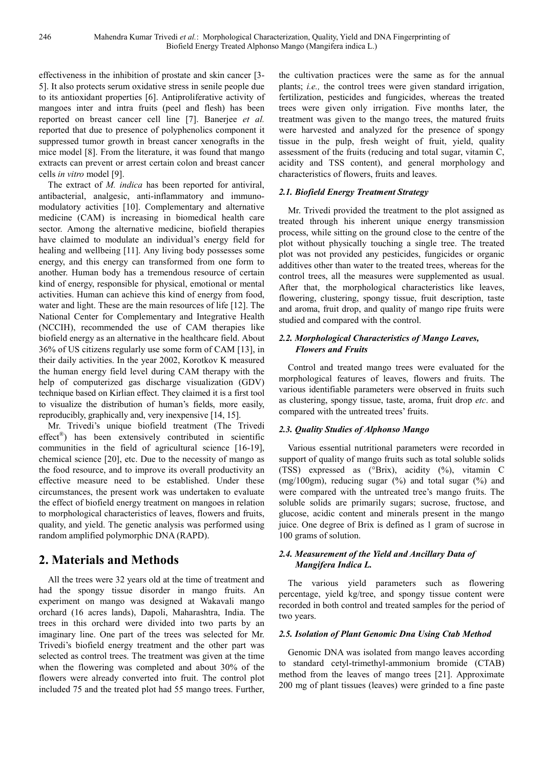effectiveness in the inhibition of prostate and skin cancer [3-5]. It also protects serum oxidative stress in senile people due to its antioxidant properties [6]. Antiproliferative activity of mangoes inter and intra fruits (peel and flesh) has been reported on breast cancer cell line [7]. Banerjee *et al.* reported that due to presence of polyphenolics component it suppressed tumor growth in breast cancer xenografts in the mice model [8]. From the literature, it was found that mango extracts can prevent or arrest certain colon and breast cancer cells *in vitro* model [9].

The extract of *M. indica* has been reported for antiviral, antibacterial, analgesic, anti-inflammatory and immuno-modulatory activities [10]. Complementary and alternative medicine (CAM) is increasing in biomedical health care sector. Among the alternative medicine, biofield therapies have claimed to modulate an individual's energy field for healing and wellbeing [11]. Any living body possesses some energy, and this energy can transformed from one form to another. Human body has a tremendous resource of certain kind of energy, responsible for physical, emotional or mental activities. Human can achieve this kind of energy from food, water and light. These are the main resources of life [12]. The National Center for Complementary and Integrative Health (NCCIH), recommended the use of CAM therapies like biofield energy as an alternative in the healthcare field. About 36% of US citizens regularly use some form of CAM [13], in their daily activities. In the year 2002, Korotkov K measured the human energy field level during CAM therapy with the help of computerized gas discharge visualization (GDV) technique based on Kirlian effect. They claimed it is a first tool to visualize the distribution of human's fields, more easily, reproducibly, graphically and, very inexpensive [14, 15].

Mr. Trivedi's unique biofield treatment (The Trivedi effect®) has been extensively contributed in scientific communities in the field of agricultural science [16-19], chemical science [20], etc. Due to the necessity of mango as the food resource, and to improve its overall productivity an effective measure need to be established. Under these circumstances, the present work was undertaken to evaluate the effect of biofield energy treatment on mangoes in relation to morphological characteristics of leaves, flowers and fruits, quality, and yield. The genetic analysis was performed using random amplified polymorphic DNA (RAPD).

## 2. Materials and Methods

All the trees were 32 years old at the time of treatment and had the spongy tissue disorder in mango fruits. An experiment on mango was designed at Wakavali mango orchard (16 acres lands), Dapoli, Maharashtra, India. The trees in this orchard were divided into two parts by an imaginary line. One part of the trees was selected for Mr. Trivedi's biofield energy treatment and the other part was selected as control trees. The treatment was given at the time when the flowering was completed and about 30% of the flowers were already converted into fruit. The control plot included 75 and the treated plot had 55 mango trees. Further, the cultivation practices were the same as for the annual plants; *i.e.,* the control trees were given standard irrigation, fertilization, pesticides and fungicides, whereas the treated trees were given only irrigation. Five months later, the treatment was given to the mango trees, the matured fruits were harvested and analyzed for the presence of spongy tissue in the pulp, fresh weight of fruit, yield, quality assessment of the fruits (reducing and total sugar, vitamin C, acidity and TSS content), and general morphology and characteristics of flowers, fruits and leaves.

### 2.1. Biofield Energy Treatment Strategy

Mr. Trivedi provided the treatment to the plot assigned as treated through his inherent unique energy transmission process, while sitting on the ground close to the centre of the plot without physically touching a single tree. The treated plot was not provided any pesticides, fungicides or organic additives other than water to the treated trees, whereas for the control trees, all the measures were supplemented as usual. After that, the morphological characteristics like leaves, flowering, clustering, spongy tissue, fruit description, taste and aroma, fruit drop, and quality of mango ripe fruits were studied and compared with the control.

### 2.2. Morphological Characteristics of Mango Leaves, Flowers and Fruits

Control and treated mango trees were evaluated for the morphological features of leaves, flowers and fruits. The various identifiable parameters were observed in fruits such as clustering, spongy tissue, taste, aroma, fruit drop *etc*. and compared with the untreated trees' fruits.

### 2.3. Quality Studies of Alphonso Mango

Various essential nutritional parameters were recorded in support of quality of mango fruits such as total soluble solids (TSS) expressed as (°Brix), acidity (%), vitamin C (mg/100gm), reducing sugar (%) and total sugar (%) and were compared with the untreated tree's mango fruits. The soluble solids are primarily sugars; sucrose, fructose, and glucose, acidic content and minerals present in the mango juice. One degree of Brix is defined as 1 gram of sucrose in 100 grams of solution.

### 2.4. Measurement of the Yield and Ancillary Data of *Mangifera Indica L.*

The various yield parameters such as flowering percentage, yield kg/tree, and spongy tissue content were recorded in both control and treated samples for the period of two years.

### 2.5. Isolation of Plant Genomic Dna Using Ctab Method

Genomic DNA was isolated from mango leaves according to standard cetyl-trimethyl-ammonium bromide (CTAB) method from the leaves of mango trees [21]. Approximate 200 mg of plant tissues (leaves) were grinded to a fine paste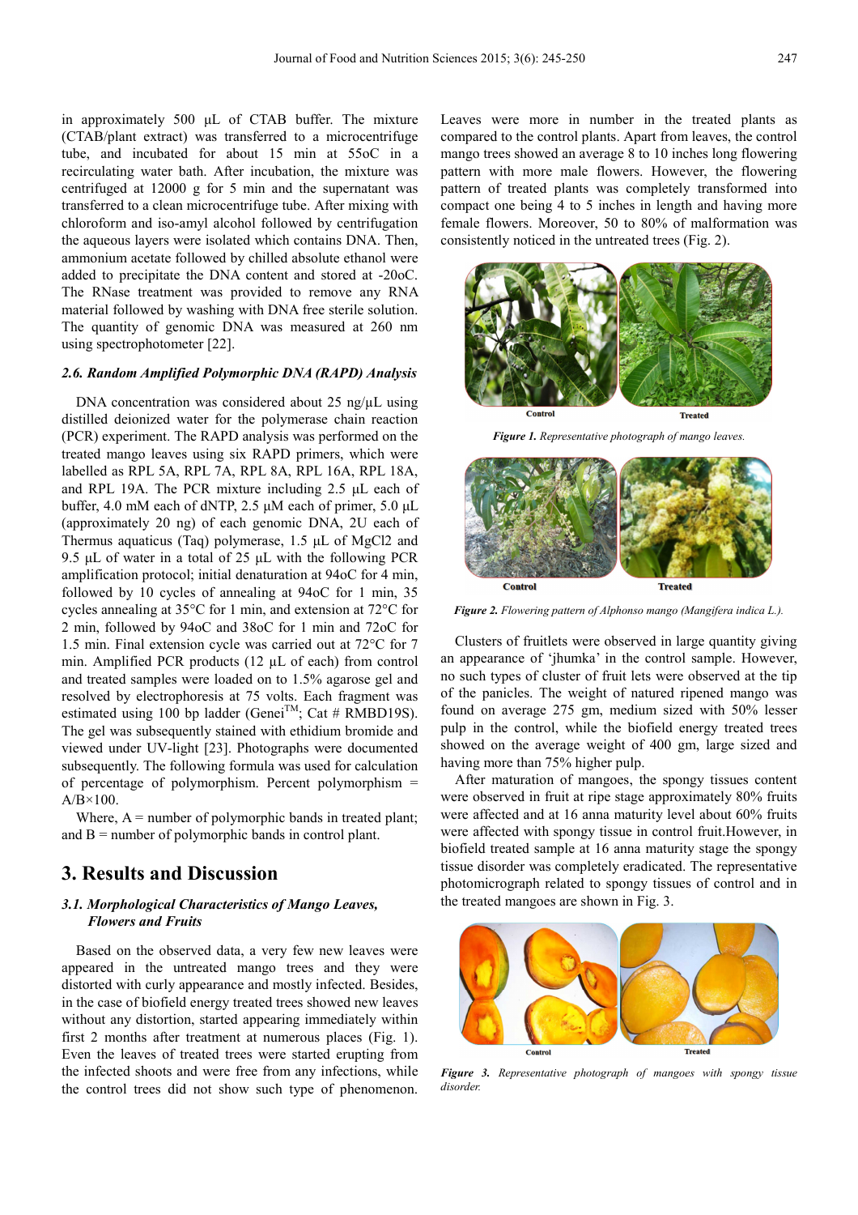in approximately 500 µL of CTAB buffer. The mixture (CTAB/plant extract) was transferred to a microcentrifuge tube, and incubated for about 15 min at 55oC in a recirculating water bath. After incubation, the mixture was centrifuged at 12000 g for 5 min and the supernatant was transferred to a clean microcentrifuge tube. After mixing with chloroform and iso-amyl alcohol followed by centrifugation the aqueous layers were isolated which contains DNA. Then, ammonium acetate followed by chilled absolute ethanol were added to precipitate the DNA content and stored at -20oC. The RNase treatment was provided to remove any RNA material followed by washing with DNA free sterile solution. The quantity of genomic DNA was measured at 260 nm using spectrophotometer [22].

### 2.6. Random Amplified Polymorphic DNA (RAPD) Analysis

DNA concentration was considered about 25 ng/µL using distilled deionized water for the polymerase chain reaction (PCR) experiment. The RAPD analysis was performed on the treated mango leaves using six RAPD primers, which were labelled as RPL 5A, RPL 7A, RPL 8A, RPL 16A, RPL 18A, and RPL 19A. The PCR mixture including 2.5 µL each of buffer, 4.0 mM each of dNTP, 2.5 µM each of primer, 5.0 µL (approximately 20 ng) of each genomic DNA, 2U each of Thermus aquaticus (Taq) polymerase, 1.5 µL of MgCl2 and 9.5 µL of water in a total of 25 µL with the following PCR amplification protocol; initial denaturation at 94oC for 4 min, followed by 10 cycles of annealing at 94oC for 1 min, 35 cycles annealing at 35°C for 1 min, and extension at 72°C for 2 min, followed by 94oC and 38oC for 1 min and 72oC for 1.5 min. Final extension cycle was carried out at 72°C for 7 min. Amplified PCR products (12 µL of each) from control and treated samples were loaded on to 1.5% agarose gel and resolved by electrophoresis at 75 volts. Each fragment was estimated using 100 bp ladder (Genei™; Cat # RMBD19S). The gel was subsequently stained with ethidium bromide and viewed under UV-light [23]. Photographs were documented subsequently. The following formula was used for calculation of percentage of polymorphism. Percent polymorphism = A/B×100.

Where, A = number of polymorphic bands in treated plant; and B = number of polymorphic bands in control plant.

## 3. Results and Discussion

### 3.1. Morphological Characteristics of Mango Leaves, Flowers and Fruits

Based on the observed data, a very few new leaves were appeared in the untreated mango trees and they were distorted with curly appearance and mostly infected. Besides, in the case of biofield energy treated trees showed new leaves without any distortion, started appearing immediately within first 2 months after treatment at numerous places (Fig. 1). Even the leaves of treated trees were started erupting from the infected shoots and were free from any infections, while the control trees did not show such type of phenomenon. Leaves were more in number in the treated plants as compared to the control plants. Apart from leaves, the control mango trees showed an average 8 to 10 inches long flowering pattern with more male flowers. However, the flowering pattern of treated plants was completely transformed into compact one being 4 to 5 inches in length and having more female flowers. Moreover, 50 to 80% of malformation was consistently noticed in the untreated trees (Fig. 2).

***Figure 1.*** *Representative photograph of mango leaves.*

***Figure 2.*** *Flowering pattern of Alphonso mango (Mangifera indica L.).*

Clusters of fruitlets were observed in large quantity giving an appearance of 'jhumka' in the control sample. However, no such types of cluster of fruit lets were observed at the tip of the panicles. The weight of natured ripened mango was found on average 275 gm, medium sized with 50% lesser pulp in the control, while the biofield energy treated trees showed on the average weight of 400 gm, large sized and having more than 75% higher pulp.

After maturation of mangoes, the spongy tissues content were observed in fruit at ripe stage approximately 80% fruits were affected and at 16 anna maturity level about 60% fruits were affected with spongy tissue in control fruit.However, in biofield treated sample at 16 anna maturity stage the spongy tissue disorder was completely eradicated. The representative photomicrograph related to spongy tissues of control and in the treated mangoes are shown in Fig. 3.

***Figure 3.*** *Representative photograph of mangoes with spongy tissue disorder.*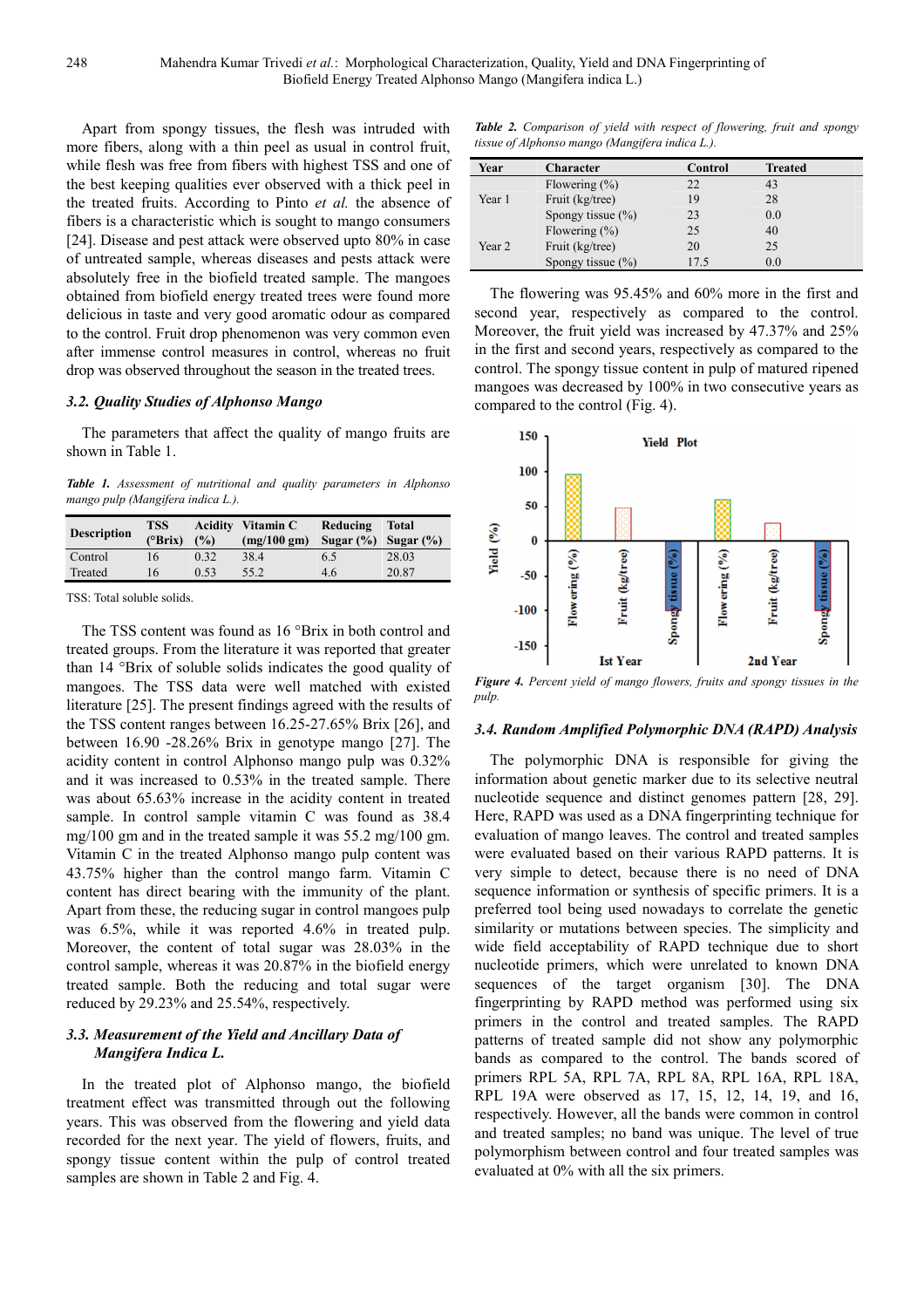Apart from spongy tissues, the flesh was intruded with more fibers, along with a thin peel as usual in control fruit, while flesh was free from fibers with highest TSS and one of the best keeping qualities ever observed with a thick peel in the treated fruits. According to Pinto *et al.* the absence of fibers is a characteristic which is sought to mango consumers [24]. Disease and pest attack were observed upto 80% in case of untreated sample, whereas diseases and pests attack were absolutely free in the biofield treated sample. The mangoes obtained from biofield energy treated trees were found more delicious in taste and very good aromatic odour as compared to the control. Fruit drop phenomenon was very common even after immense control measures in control, whereas no fruit drop was observed throughout the season in the treated trees.

### 3.2. Quality Studies of Alphonso Mango

The parameters that affect the quality of mango fruits are shown in Table 1.

***Table 1.*** *Assessment of nutritional and quality parameters in Alphonso mango pulp (Mangifera indica L.).*

| Description | TSS (°Brix) | Acidity (%) | Vitamin C (mg/100 gm) | Reducing Sugar (%) | Total Sugar (%) |
|---|---|---|---|---|---|
| Control | 16 | 0.32 | 38.4 | 6.5 | 28.03 |
| Treated | 16 | 0.53 | 55.2 | 4.6 | 20.87 |

TSS: Total soluble solids.

The TSS content was found as 16 °Brix in both control and treated groups. From the literature it was reported that greater than 14 °Brix of soluble solids indicates the good quality of mangoes. The TSS data were well matched with existed literature [25]. The present findings agreed with the results of the TSS content ranges between 16.25-27.65% Brix [26], and between 16.90 -28.26% Brix in genotype mango [27]. The acidity content in control Alphonso mango pulp was 0.32% and it was increased to 0.53% in the treated sample. There was about 65.63% increase in the acidity content in treated sample. In control sample vitamin C was found as 38.4 mg/100 gm and in the treated sample it was 55.2 mg/100 gm. Vitamin C in the treated Alphonso mango pulp content was 43.75% higher than the control mango farm. Vitamin C content has direct bearing with the immunity of the plant. Apart from these, the reducing sugar in control mangoes pulp was 6.5%, while it was reported 4.6% in treated pulp. Moreover, the content of total sugar was 28.03% in the control sample, whereas it was 20.87% in the biofield energy treated sample. Both the reducing and total sugar were reduced by 29.23% and 25.54%, respectively.

### 3.3. Measurement of the Yield and Ancillary Data of *Mangifera Indica L.*

In the treated plot of Alphonso mango, the biofield treatment effect was transmitted through out the following years. This was observed from the flowering and yield data recorded for the next year. The yield of flowers, fruits, and spongy tissue content within the pulp of control treated samples are shown in Table 2 and Fig. 4.

***Table 2.*** *Comparison of yield with respect of flowering, fruit and spongy tissue of Alphonso mango (Mangifera indica L.).*

| Year | Character | Control | Treated |
|---|---|---|---|
| Year 1 | Flowering (%) | 22 | 43 |
| | Fruit (kg/tree) | 19 | 28 |
| | Spongy tissue (%) | 23 | 0.0 |
| Year 2 | Flowering (%) | 25 | 40 |
| | Fruit (kg/tree) | 20 | 25 |
| | Spongy tissue (%) | 17.5 | 0.0 |

The flowering was 95.45% and 60% more in the first and second year, respectively as compared to the control. Moreover, the fruit yield was increased by 47.37% and 25% in the first and second years, respectively as compared to the control. The spongy tissue content in pulp of matured ripened mangoes was decreased by 100% in two consecutive years as compared to the control (Fig. 4).

***Figure 4.*** *Percent yield of mango flowers, fruits and spongy tissues in the pulp.*

### 3.4. Random Amplified Polymorphic DNA (RAPD) Analysis

The polymorphic DNA is responsible for giving the information about genetic marker due to its selective neutral nucleotide sequence and distinct genomes pattern [28, 29]. Here, RAPD was used as a DNA fingerprinting technique for evaluation of mango leaves. The control and treated samples were evaluated based on their various RAPD patterns. It is very simple to detect, because there is no need of DNA sequence information or synthesis of specific primers. It is a preferred tool being used nowadays to correlate the genetic similarity or mutations between species. The simplicity and wide field acceptability of RAPD technique due to short nucleotide primers, which were unrelated to known DNA sequences of the target organism [30]. The DNA fingerprinting by RAPD method was performed using six primers in the control and treated samples. The RAPD patterns of treated sample did not show any polymorphic bands as compared to the control. The bands scored of primers RPL 5A, RPL 7A, RPL 8A, RPL 16A, RPL 18A, RPL 19A were observed as 17, 15, 12, 14, 19, and 16, respectively. However, all the bands were common in control and treated samples; no band was unique. The level of true polymorphism between control and four treated samples was evaluated at 0% with all the six primers.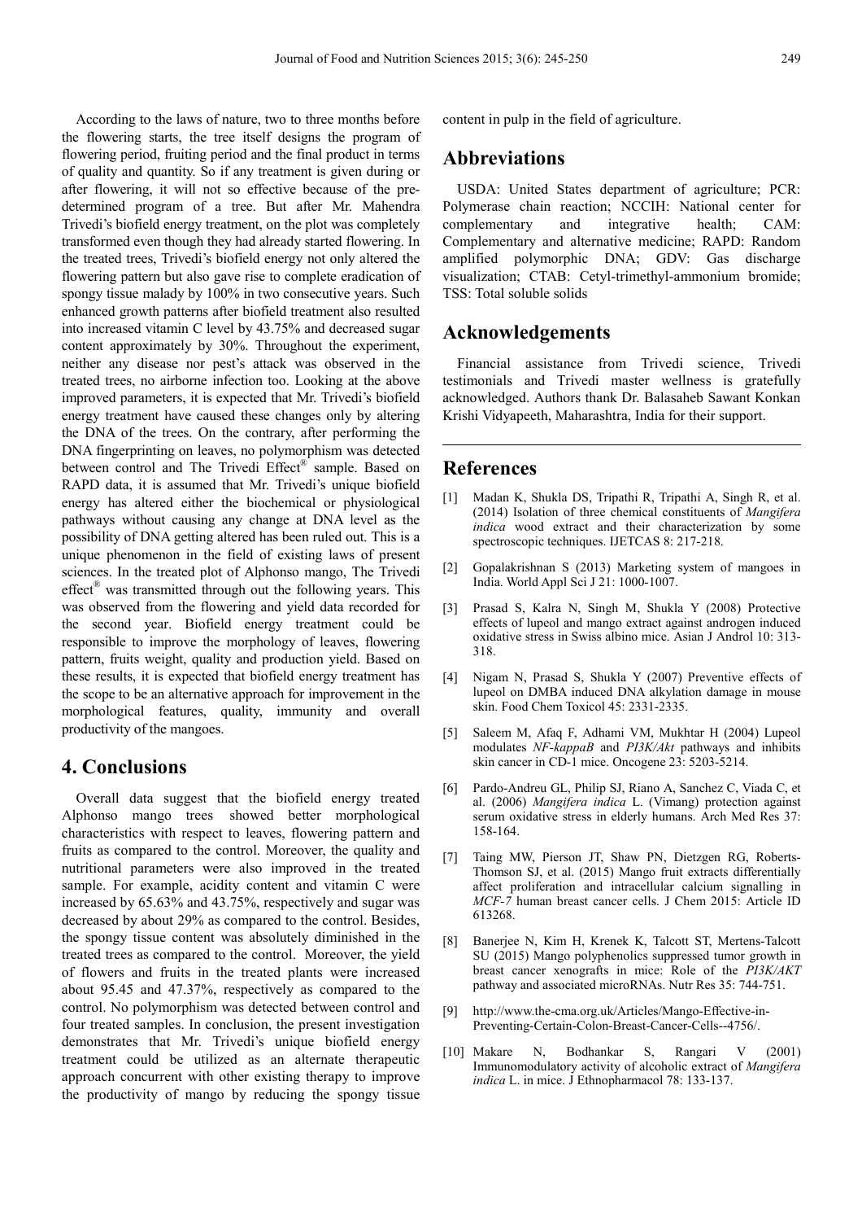According to the laws of nature, two to three months before the flowering starts, the tree itself designs the program of flowering period, fruiting period and the final product in terms of quality and quantity. So if any treatment is given during or after flowering, it will not so effective because of the pre-determined program of a tree. But after Mr. Mahendra Trivedi's biofield energy treatment, on the plot was completely transformed even though they had already started flowering. In the treated trees, Trivedi's biofield energy not only altered the flowering pattern but also gave rise to complete eradication of spongy tissue malady by 100% in two consecutive years. Such enhanced growth patterns after biofield treatment also resulted into increased vitamin C level by 43.75% and decreased sugar content approximately by 30%. Throughout the experiment, neither any disease nor pest's attack was observed in the treated trees, no airborne infection too. Looking at the above improved parameters, it is expected that Mr. Trivedi's biofield energy treatment have caused these changes only by altering the DNA of the trees. On the contrary, after performing the DNA fingerprinting on leaves, no polymorphism was detected between control and The Trivedi Effect® sample. Based on RAPD data, it is assumed that Mr. Trivedi's unique biofield energy has altered either the biochemical or physiological pathways without causing any change at DNA level as the possibility of DNA getting altered has been ruled out. This is a unique phenomenon in the field of existing laws of present sciences. In the treated plot of Alphonso mango, The Trivedi effect® was transmitted through out the following years. This was observed from the flowering and yield data recorded for the second year. Biofield energy treatment could be responsible to improve the morphology of leaves, flowering pattern, fruits weight, quality and production yield. Based on these results, it is expected that biofield energy treatment has the scope to be an alternative approach for improvement in the morphological features, quality, immunity and overall productivity of the mangoes.

## 4. Conclusions

Overall data suggest that the biofield energy treated Alphonso mango trees showed better morphological characteristics with respect to leaves, flowering pattern and fruits as compared to the control. Moreover, the quality and nutritional parameters were also improved in the treated sample. For example, acidity content and vitamin C were increased by 65.63% and 43.75%, respectively and sugar was decreased by about 29% as compared to the control. Besides, the spongy tissue content was absolutely diminished in the treated trees as compared to the control. Moreover, the yield of flowers and fruits in the treated plants were increased about 95.45 and 47.37%, respectively as compared to the control. No polymorphism was detected between control and four treated samples. In conclusion, the present investigation demonstrates that Mr. Trivedi's unique biofield energy treatment could be utilized as an alternate therapeutic approach concurrent with other existing therapy to improve the productivity of mango by reducing the spongy tissue content in pulp in the field of agriculture.

## Abbreviations

USDA: United States department of agriculture; PCR: Polymerase chain reaction; NCCIH: National center for complementary and integrative health; CAM: Complementary and alternative medicine; RAPD: Random amplified polymorphic DNA; GDV: Gas discharge visualization; CTAB: Cetyl-trimethyl-ammonium bromide; TSS: Total soluble solids

## Acknowledgements

Financial assistance from Trivedi science, Trivedi testimonials and Trivedi master wellness is gratefully acknowledged. Authors thank Dr. Balasaheb Sawant Konkan Krishi Vidyapeeth, Maharashtra, India for their support.

## References

[1] Madan K, Shukla DS, Tripathi R, Tripathi A, Singh R, et al. (2014) Isolation of three chemical constituents of *Mangifera indica* wood extract and their characterization by some spectroscopic techniques. IJETCAS 8: 217-218.

[2] Gopalakrishnan S (2013) Marketing system of mangoes in India. World Appl Sci J 21: 1000-1007.

[3] Prasad S, Kalra N, Singh M, Shukla Y (2008) Protective effects of lupeol and mango extract against androgen induced oxidative stress in Swiss albino mice. Asian J Androl 10: 313-318.

[4] Nigam N, Prasad S, Shukla Y (2007) Preventive effects of lupeol on DMBA induced DNA alkylation damage in mouse skin. Food Chem Toxicol 45: 2331-2335.

[5] Saleem M, Afaq F, Adhami VM, Mukhtar H (2004) Lupeol modulates *NF-kappaB* and *PI3K/Akt* pathways and inhibits skin cancer in CD-1 mice. Oncogene 23: 5203-5214.

[6] Pardo-Andreu GL, Philip SJ, Riano A, Sanchez C, Viada C, et al. (2006) *Mangifera indica* L. (Vimang) protection against serum oxidative stress in elderly humans. Arch Med Res 37: 158-164.

[7] Taing MW, Pierson JT, Shaw PN, Dietzgen RG, Roberts-Thomson SJ, et al. (2015) Mango fruit extracts differentially affect proliferation and intracellular calcium signalling in *MCF-7* human breast cancer cells. J Chem 2015: Article ID 613268.

[8] Banerjee N, Kim H, Krenek K, Talcott ST, Mertens-Talcott SU (2015) Mango polyphenolics suppressed tumor growth in breast cancer xenografts in mice: Role of the *PI3K/AKT* pathway and associated microRNAs. Nutr Res 35: 744-751.

[9] http://www.the-cma.org.uk/Articles/Mango-Effective-in-Preventing-Certain-Colon-Breast-Cancer-Cells--4756/.

[10] Makare N, Bodhankar S, Rangari V (2001) Immunomodulatory activity of alcoholic extract of *Mangifera indica* L. in mice. J Ethnopharmacol 78: 133-137.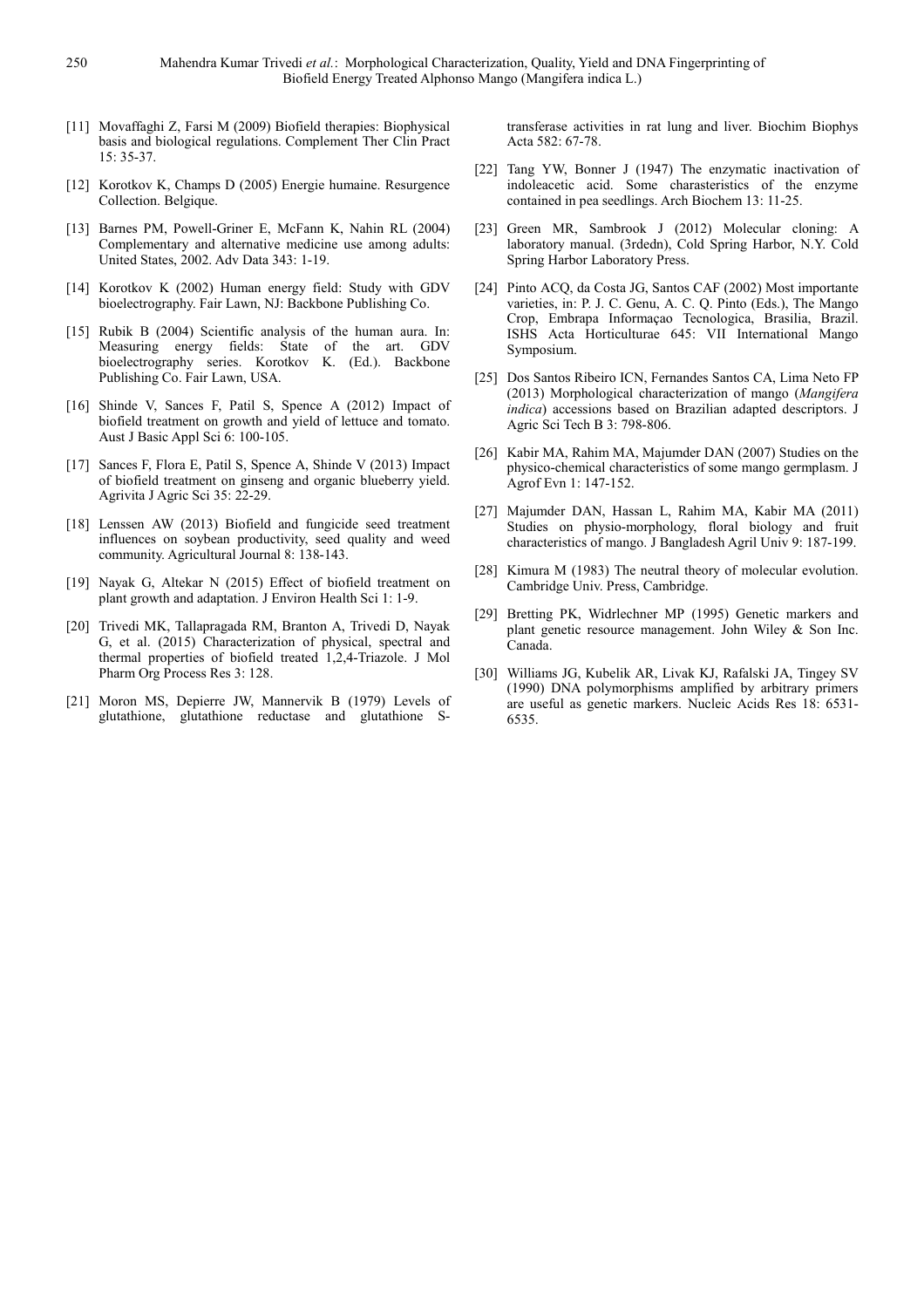[11] Movaffaghi Z, Farsi M (2009) Biofield therapies: Biophysical basis and biological regulations. Complement Ther Clin Pract 15: 35-37.

[12] Korotkov K, Champs D (2005) Energie humaine. Resurgence Collection. Belgique.

[13] Barnes PM, Powell-Griner E, McFann K, Nahin RL (2004) Complementary and alternative medicine use among adults: United States, 2002. Adv Data 343: 1-19.

[14] Korotkov K (2002) Human energy field: Study with GDV bioelectrography. Fair Lawn, NJ: Backbone Publishing Co.

[15] Rubik B (2004) Scientific analysis of the human aura. In: Measuring energy fields: State of the art. GDV bioelectrography series. Korotkov K. (Ed.). Backbone Publishing Co. Fair Lawn, USA.

[16] Shinde V, Sances F, Patil S, Spence A (2012) Impact of biofield treatment on growth and yield of lettuce and tomato. Aust J Basic Appl Sci 6: 100-105.

[17] Sances F, Flora E, Patil S, Spence A, Shinde V (2013) Impact of biofield treatment on ginseng and organic blueberry yield. Agrivita J Agric Sci 35: 22-29.

[18] Lenssen AW (2013) Biofield and fungicide seed treatment influences on soybean productivity, seed quality and weed community. Agricultural Journal 8: 138-143.

[19] Nayak G, Altekar N (2015) Effect of biofield treatment on plant growth and adaptation. J Environ Health Sci 1: 1-9.

[20] Trivedi MK, Tallapragada RM, Branton A, Trivedi D, Nayak G, et al. (2015) Characterization of physical, spectral and thermal properties of biofield treated 1,2,4-Triazole. J Mol Pharm Org Process Res 3: 128.

[21] Moron MS, Depierre JW, Mannervik B (1979) Levels of glutathione, glutathione reductase and glutathione S-transferase activities in rat lung and liver. Biochim Biophys Acta 582: 67-78.

[22] Tang YW, Bonner J (1947) The enzymatic inactivation of indoleacetic acid. Some charasteristics of the enzyme contained in pea seedlings. Arch Biochem 13: 11-25.

[23] Green MR, Sambrook J (2012) Molecular cloning: A laboratory manual. (3rdedn), Cold Spring Harbor, N.Y. Cold Spring Harbor Laboratory Press.

[24] Pinto ACQ, da Costa JG, Santos CAF (2002) Most importante varieties, in: P. J. C. Genu, A. C. Q. Pinto (Eds.), The Mango Crop, Embrapa Informaçao Tecnologica, Brasilia, Brazil. ISHS Acta Horticulturae 645: VII International Mango Symposium.

[25] Dos Santos Ribeiro ICN, Fernandes Santos CA, Lima Neto FP (2013) Morphological characterization of mango (*Mangifera indica*) accessions based on Brazilian adapted descriptors. J Agric Sci Tech B 3: 798-806.

[26] Kabir MA, Rahim MA, Majumder DAN (2007) Studies on the physico-chemical characteristics of some mango germplasm. J Agrof Evn 1: 147-152.

[27] Majumder DAN, Hassan L, Rahim MA, Kabir MA (2011) Studies on physio-morphology, floral biology and fruit characteristics of mango. J Bangladesh Agril Univ 9: 187-199.

[28] Kimura M (1983) The neutral theory of molecular evolution. Cambridge Univ. Press, Cambridge.

[29] Bretting PK, Widrlechner MP (1995) Genetic markers and plant genetic resource management. John Wiley & Son Inc. Canada.

[30] Williams JG, Kubelik AR, Livak KJ, Rafalski JA, Tingey SV (1990) DNA polymorphisms amplified by arbitrary primers are useful as genetic markers. Nucleic Acids Res 18: 6531-6535.